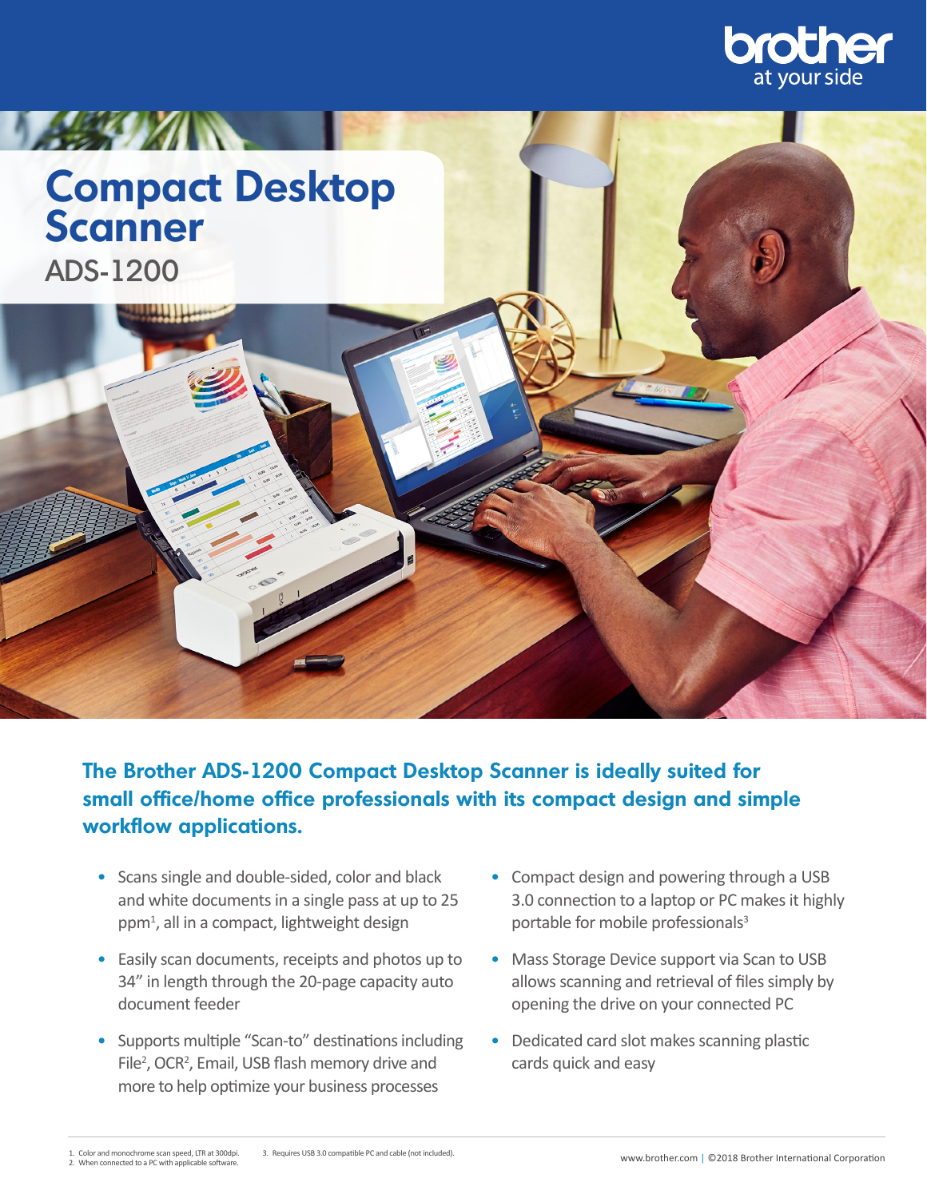# Compact Desktop Scanner

## ADS-1200

**The Brother ADS-1200 Compact Desktop Scanner is ideally suited for small office/home office professionals with its compact design and simple workflow applications.**

- Scans single and double-sided, color and black and white documents in a single pass at up to 25 ppm[1], all in a compact, lightweight design
- Easily scan documents, receipts and photos up to 34" in length through the 20-page capacity auto document feeder
- Supports multiple "Scan-to" destinations including File[2], OCR[2], Email, USB flash memory drive and more to help optimize your business processes
- Compact design and powering through a USB 3.0 connection to a laptop or PC makes it highly portable for mobile professionals[3]
- Mass Storage Device support via Scan to USB allows scanning and retrieval of files simply by opening the drive on your connected PC
- Dedicated card slot makes scanning plastic cards quick and easy

1. Color and monochrome scan speed, LTR at 300dpi.
2. When connected to a PC with applicable software.
3. Requires USB 3.0 compatible PC and cable (not included).

www.brother.com | ©2018 Brother International Corporation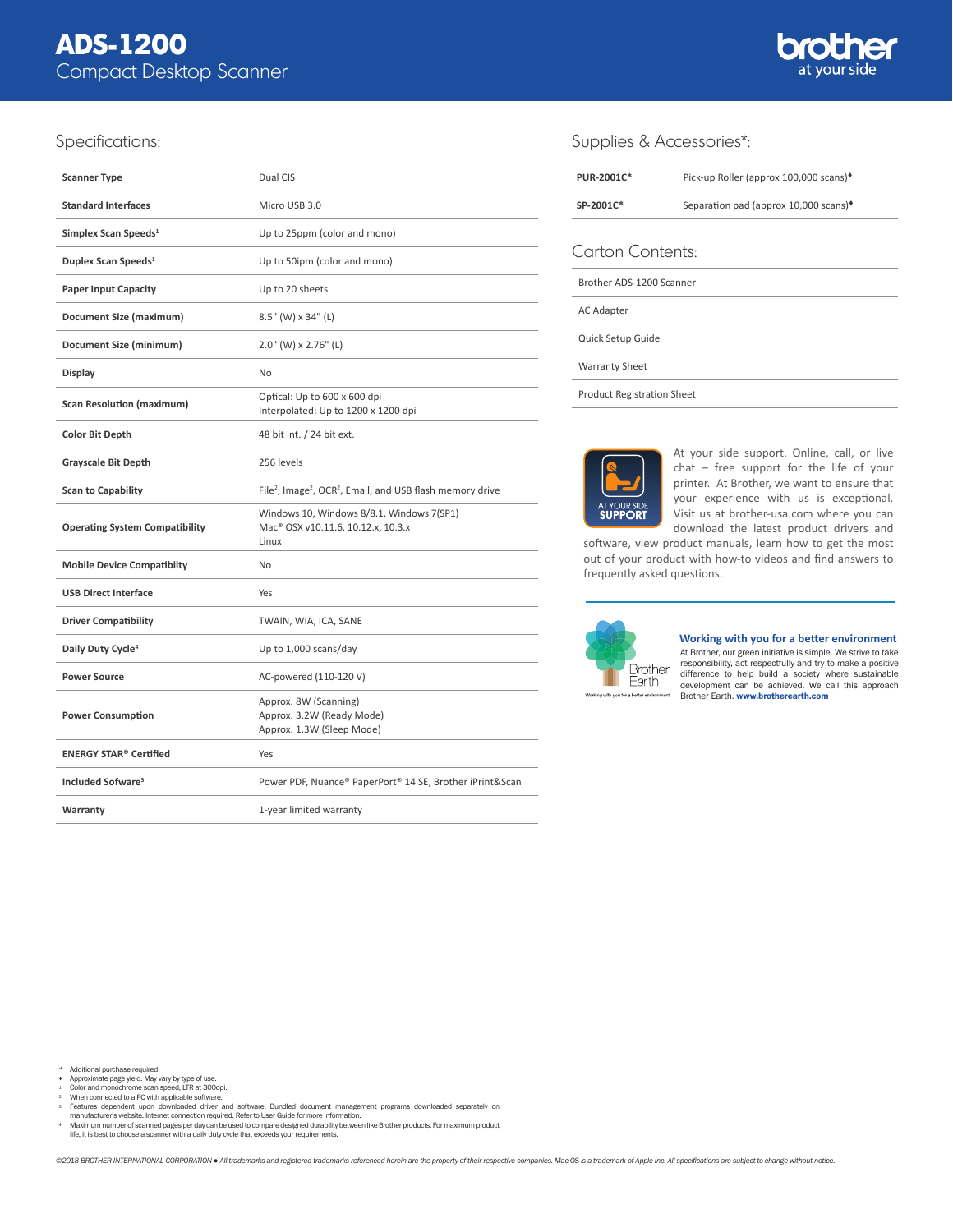# ADS-1200

Compact Desktop Scanner

brother at your side

## Specifications:

| | |
|---|---|
| **Scanner Type** | Dual CIS |
| **Standard Interfaces** | Micro USB 3.0 |
| **Simplex Scan Speeds**[1] | Up to 25ppm (color and mono) |
| **Duplex Scan Speeds**[1] | Up to 50ipm (color and mono) |
| **Paper Input Capacity** | Up to 20 sheets |
| **Document Size (maximum)** | 8.5" (W) x 34" (L) |
| **Document Size (minimum)** | 2.0" (W) x 2.76" (L) |
| **Display** | No |
| **Scan Resolution (maximum)** | Optical: Up to 600 x 600 dpi<br>Interpolated: Up to 1200 x 1200 dpi |
| **Color Bit Depth** | 48 bit int. / 24 bit ext. |
| **Grayscale Bit Depth** | 256 levels |
| **Scan to Capability** | File[2], Image[2], OCR[2], Email, and USB flash memory drive |
| **Operating System Compatibility** | Windows 10, Windows 8/8.1, Windows 7(SP1)<br>Mac® OSX v10.11.6, 10.12.x, 10.3.x<br>Linux |
| **Mobile Device Compatibilty** | No |
| **USB Direct Interface** | Yes |
| **Driver Compatibility** | TWAIN, WIA, ICA, SANE |
| **Daily Duty Cycle**[4] | Up to 1,000 scans/day |
| **Power Source** | AC-powered (110-120 V) |
| **Power Consumption** | Approx. 8W (Scanning)<br>Approx. 3.2W (Ready Mode)<br>Approx. 1.3W (Sleep Mode) |
| **ENERGY STAR® Certified** | Yes |
| **Included Sofware**[3] | Power PDF, Nuance® PaperPort® 14 SE, Brother iPrint&Scan |
| **Warranty** | 1-year limited warranty |

## Supplies & Accessories*:

| | |
|---|---|
| **PUR-2001C*** | Pick-up Roller (approx 100,000 scans)♦ |
| **SP-2001C*** | Separation pad (approx 10,000 scans)♦ |

## Carton Contents:

- Brother ADS-1200 Scanner
- AC Adapter
- Quick Setup Guide
- Warranty Sheet
- Product Registration Sheet

AT YOUR SIDE SUPPORT

At your side support. Online, call, or live chat – free support for the life of your printer. At Brother, we want to ensure that your experience with us is exceptional. Visit us at brother-usa.com where you can download the latest product drivers and software, view product manuals, learn how to get the most out of your product with how-to videos and find answers to frequently asked questions.

Brother Earth – Working with you for a better environment

**Working with you for a better environment**

At Brother, our green initiative is simple. We strive to take responsibility, act respectfully and try to make a positive difference to help build a society where sustainable development can be achieved. We call this approach Brother Earth. **www.brotherearth.com**

\* Additional purchase required
♦ Approximate page yield. May vary by type of use.
1 Color and monochrome scan speed, LTR at 300dpi.
2 When connected to a PC with applicable software.
3 Features dependent upon downloaded driver and software. Bundled document management programs downloaded separately on manufacturer's website. Internet connection required. Refer to User Guide for more information.
4 Maximum number of scanned pages per day can be used to compare designed durability between like Brother products. For maximum product life, it is best to choose a scanner with a daily duty cycle that exceeds your requirements.

*©2018 BROTHER INTERNATIONAL CORPORATION ● All trademarks and registered trademarks referenced herein are the property of their respective companies. Mac OS is a trademark of Apple Inc. All specifications are subject to change without notice.*